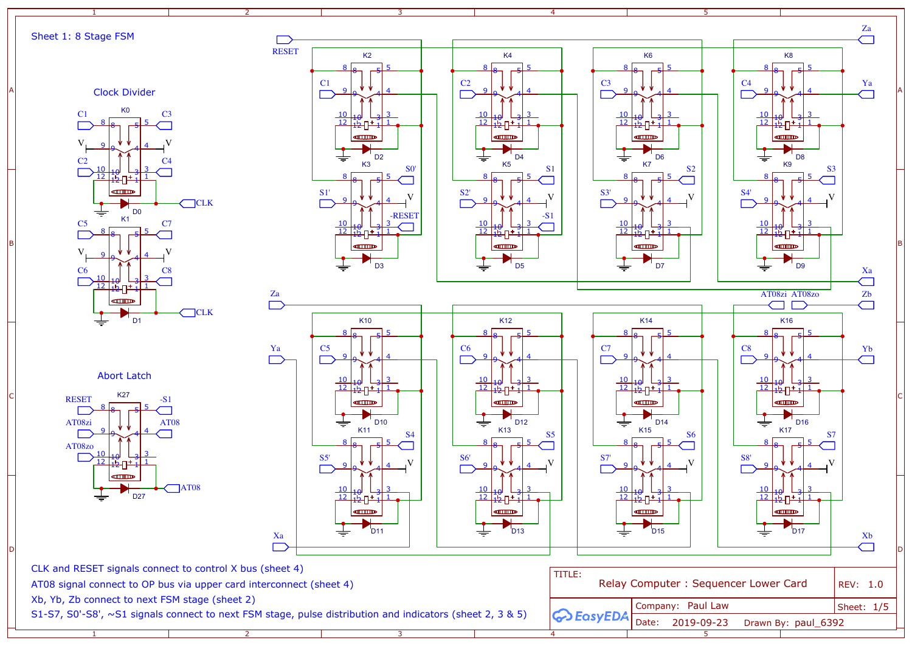# Sheet 1: 8 Stage FSM

### Clock Divider

### Abort Latch

CLK and RESET signals connect to control X bus (sheet 4)

AT08 signal connect to OP bus via upper card interconnect (sheet 4)

Xb, Yb, Zb connect to next FSM stage (sheet 2)

S1-S7, S0'-S8', ~S1 signals connect to next FSM stage, pulse distribution and indicators (sheet 2, 3 & 5)

| TITLE: | Relay Computer : Sequencer Lower Card | REV: 1.0 |
|---|---|---|
| EasyEDA | Company: Paul Law | Sheet: 1/5 |
| | Date: 2019-09-23 Drawn By: paul_6392 | |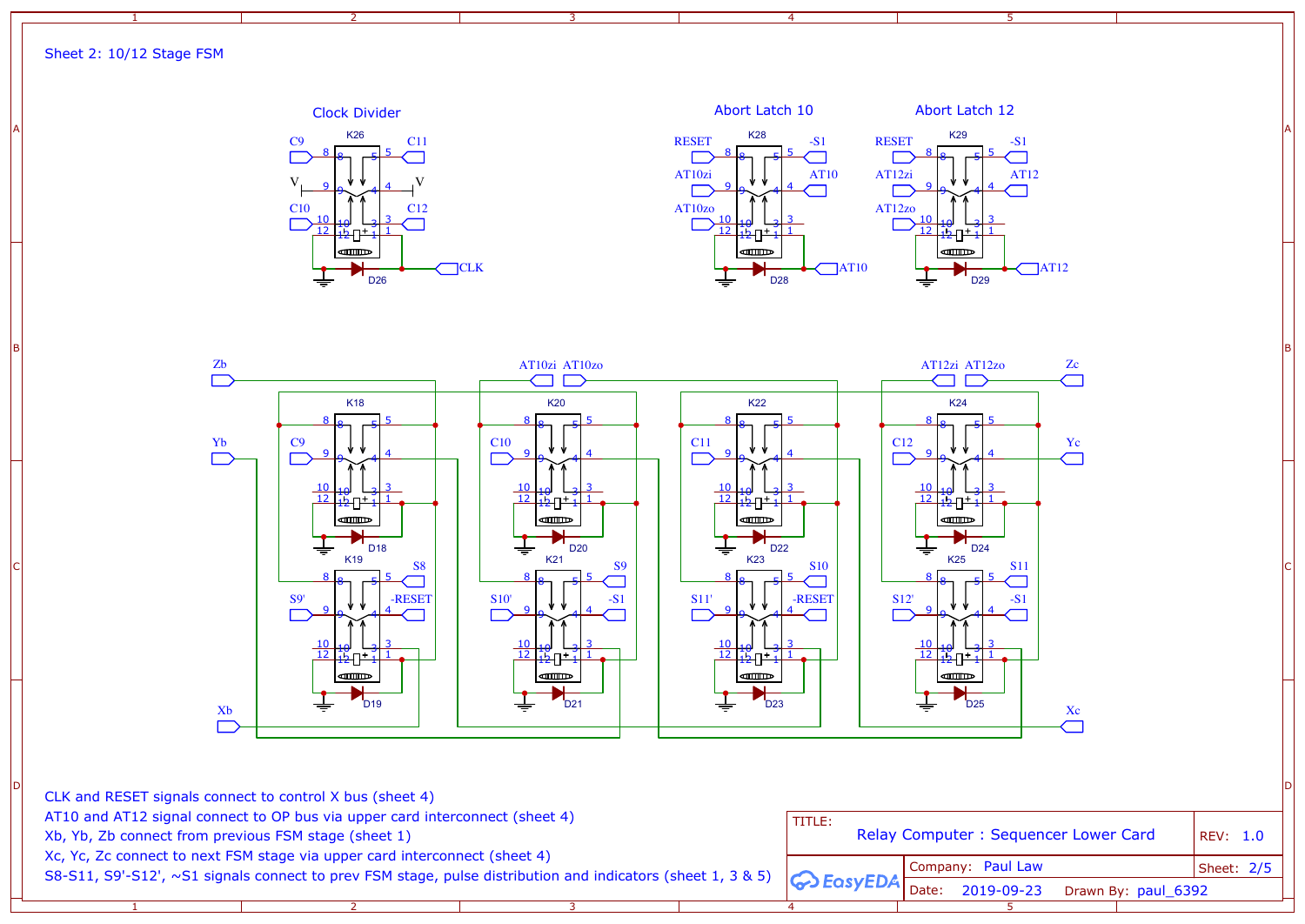Sheet 2: 10/12 Stage FSM

Clock Divider

Abort Latch 10

Abort Latch 12

CLK and RESET signals connect to control X bus (sheet 4)

AT10 and AT12 signal connect to OP bus via upper card interconnect (sheet 4)

Xb, Yb, Zb connect from previous FSM stage (sheet 1)

Xc, Yc, Zc connect to next FSM stage via upper card interconnect (sheet 4)

S8-S11, S9'-S12', ~S1 signals connect to prev FSM stage, pulse distribution and indicators (sheet 1, 3 & 5)

| TITLE: | Relay Computer : Sequencer Lower Card | REV: 1.0 |
| --- | --- | --- |
| EasyEDA | Company: Paul Law | Sheet: 2/5 |
| | Date: 2019-09-23 Drawn By: paul_6392 | |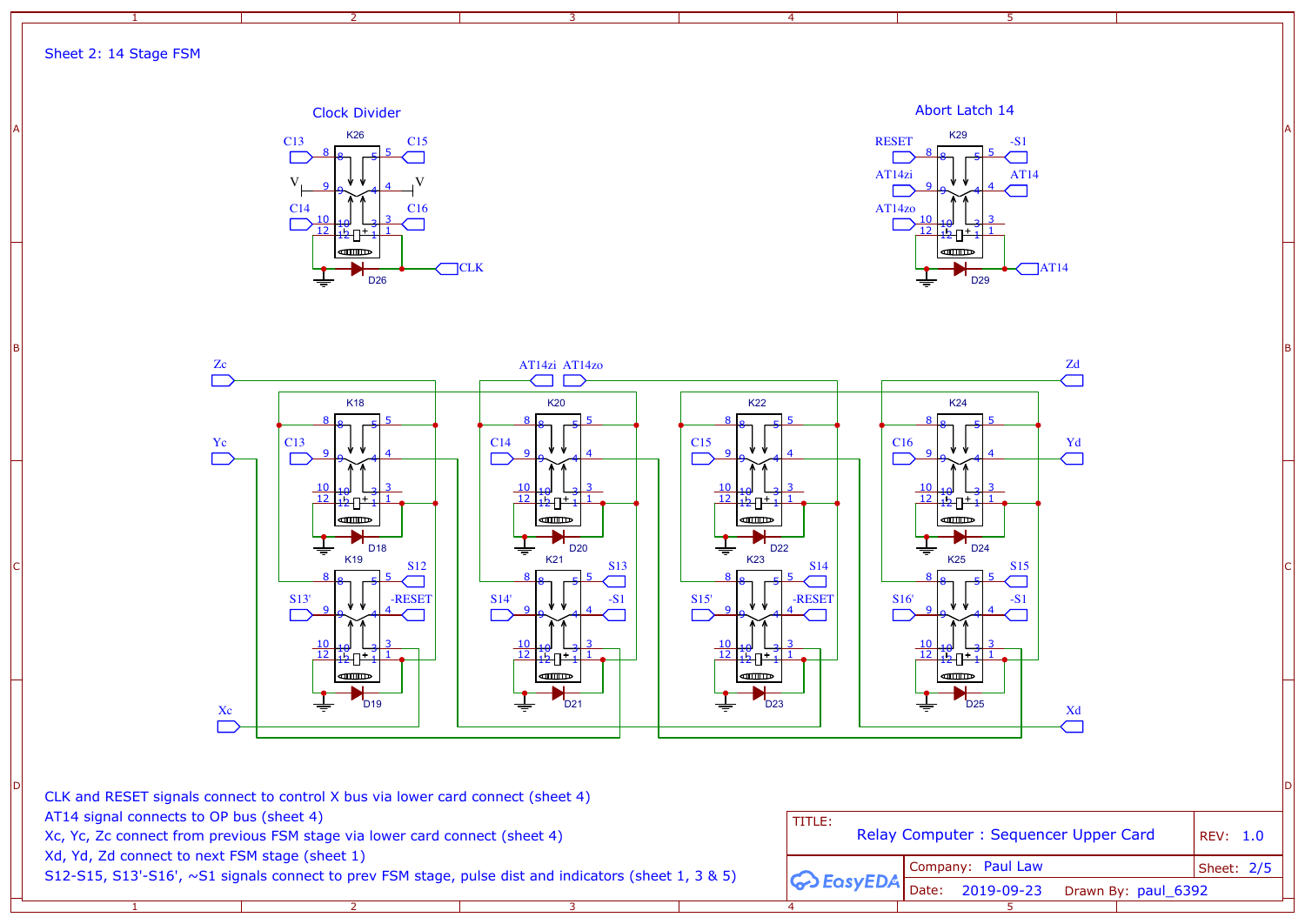Sheet 2: 14 Stage FSM

Clock Divider

Abort Latch 14

CLK and RESET signals connect to control X bus via lower card connect (sheet 4)
AT14 signal connects to OP bus (sheet 4)
Xc, Yc, Zc connect from previous FSM stage via lower card connect (sheet 4)
Xd, Yd, Zd connect to next FSM stage (sheet 1)
S12-S15, S13'-S16', ~S1 signals connect to prev FSM stage, pulse dist and indicators (sheet 1, 3 & 5)

| TITLE: | Relay Computer : Sequencer Upper Card | REV: 1.0 |
|---|---|---|
| Company: Paul Law | | Sheet: 2/5 |
| Date: 2019-09-23 | Drawn By: paul_6392 | |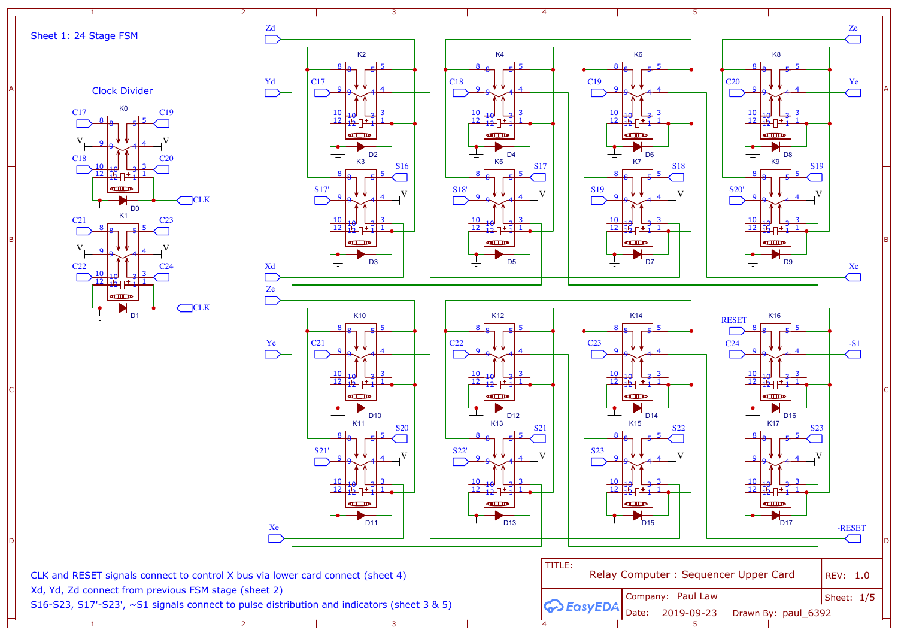Sheet 1: 24 Stage FSM

Clock Divider

CLK and RESET signals connect to control X bus via lower card connect (sheet 4)

Xd, Yd, Zd connect from previous FSM stage (sheet 2)

S16-S23, S17'-S23', ~S1 signals connect to pulse distribution and indicators (sheet 3 & 5)

| | |
|---|---|
| TITLE: | Relay Computer : Sequencer Upper Card |
| REV: | 1.0 |
| Company: | Paul Law |
| Sheet: | 1/5 |
| Date: | 2019-09-23 |
| Drawn By: | paul_6392 |